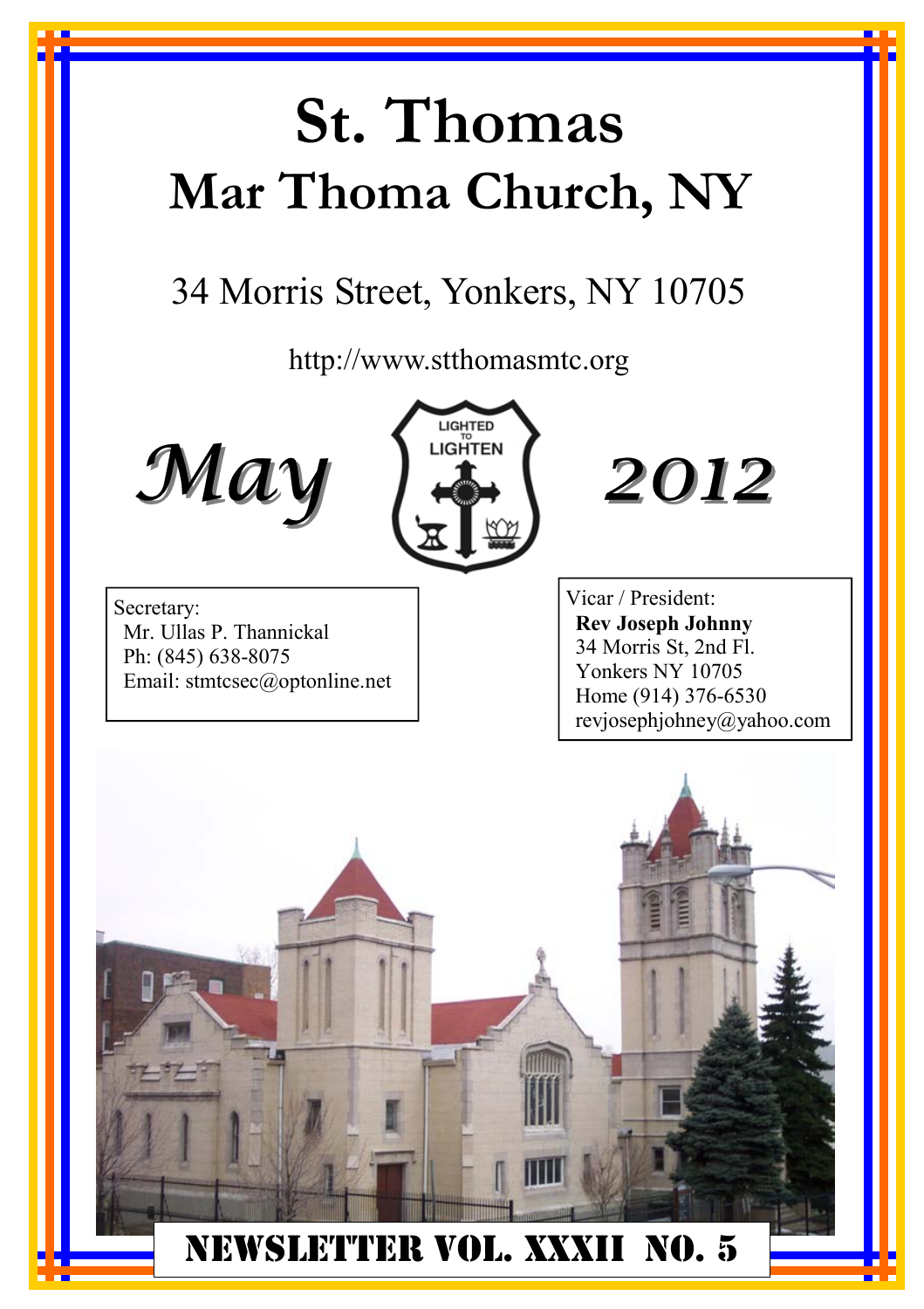# St. Thomas

# Mar Thoma Church, NY

34 Morris Street, Yonkers, NY 10705

http://www.stthomasmtc.org

***May*** LIGHTED TO LIGHTEN ***2012***

Secretary:
Mr. Ullas P. Thannickal
Ph: (845) 638-8075
Email: stmtcsec@optonline.net

Vicar / President:
**Rev Joseph Johnny**
34 Morris St, 2nd Fl.
Yonkers NY 10705
Home (914) 376-6530
revjosephjohney@yahoo.com

## NEWSLETTER VOL. XXXII NO. 5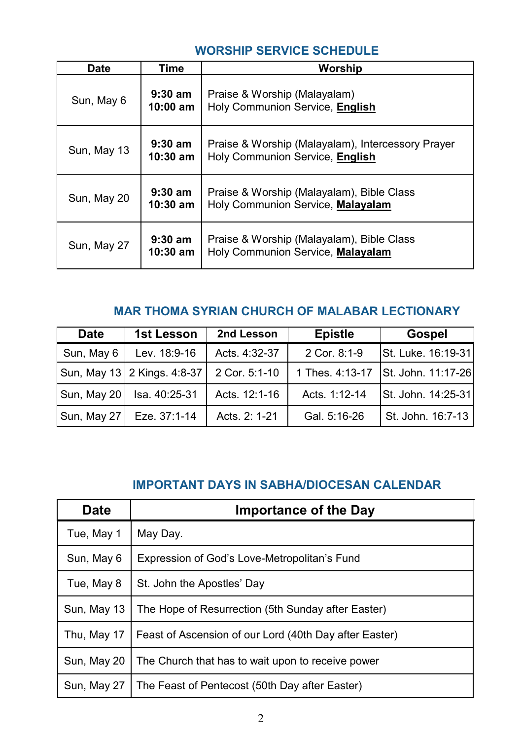## WORSHIP SERVICE SCHEDULE

| Date | Time | Worship |
|---|---|---|
| Sun, May 6 | **9:30 am**<br>**10:00 am** | Praise & Worship (Malayalam)<br>Holy Communion Service, **English** |
| Sun, May 13 | **9:30 am**<br>**10:30 am** | Praise & Worship (Malayalam), Intercessory Prayer<br>Holy Communion Service, **English** |
| Sun, May 20 | **9:30 am**<br>**10:30 am** | Praise & Worship (Malayalam), Bible Class<br>Holy Communion Service, **Malayalam** |
| Sun, May 27 | **9:30 am**<br>**10:30 am** | Praise & Worship (Malayalam), Bible Class<br>Holy Communion Service, **Malayalam** |

## MAR THOMA SYRIAN CHURCH OF MALABAR LECTIONARY

| Date | 1st Lesson | 2nd Lesson | Epistle | Gospel |
|---|---|---|---|---|
| Sun, May 6 | Lev. 18:9-16 | Acts. 4:32-37 | 2 Cor. 8:1-9 | St. Luke. 16:19-31 |
| Sun, May 13 | 2 Kings. 4:8-37 | 2 Cor. 5:1-10 | 1 Thes. 4:13-17 | St. John. 11:17-26 |
| Sun, May 20 | Isa. 40:25-31 | Acts. 12:1-16 | Acts. 1:12-14 | St. John. 14:25-31 |
| Sun, May 27 | Eze. 37:1-14 | Acts. 2: 1-21 | Gal. 5:16-26 | St. John. 16:7-13 |

## IMPORTANT DAYS IN SABHA/DIOCESAN CALENDAR

| Date | Importance of the Day |
|---|---|
| Tue, May 1 | May Day. |
| Sun, May 6 | Expression of God's Love-Metropolitan's Fund |
| Tue, May 8 | St. John the Apostles' Day |
| Sun, May 13 | The Hope of Resurrection (5th Sunday after Easter) |
| Thu, May 17 | Feast of Ascension of our Lord (40th Day after Easter) |
| Sun, May 20 | The Church that has to wait upon to receive power |
| Sun, May 27 | The Feast of Pentecost (50th Day after Easter) |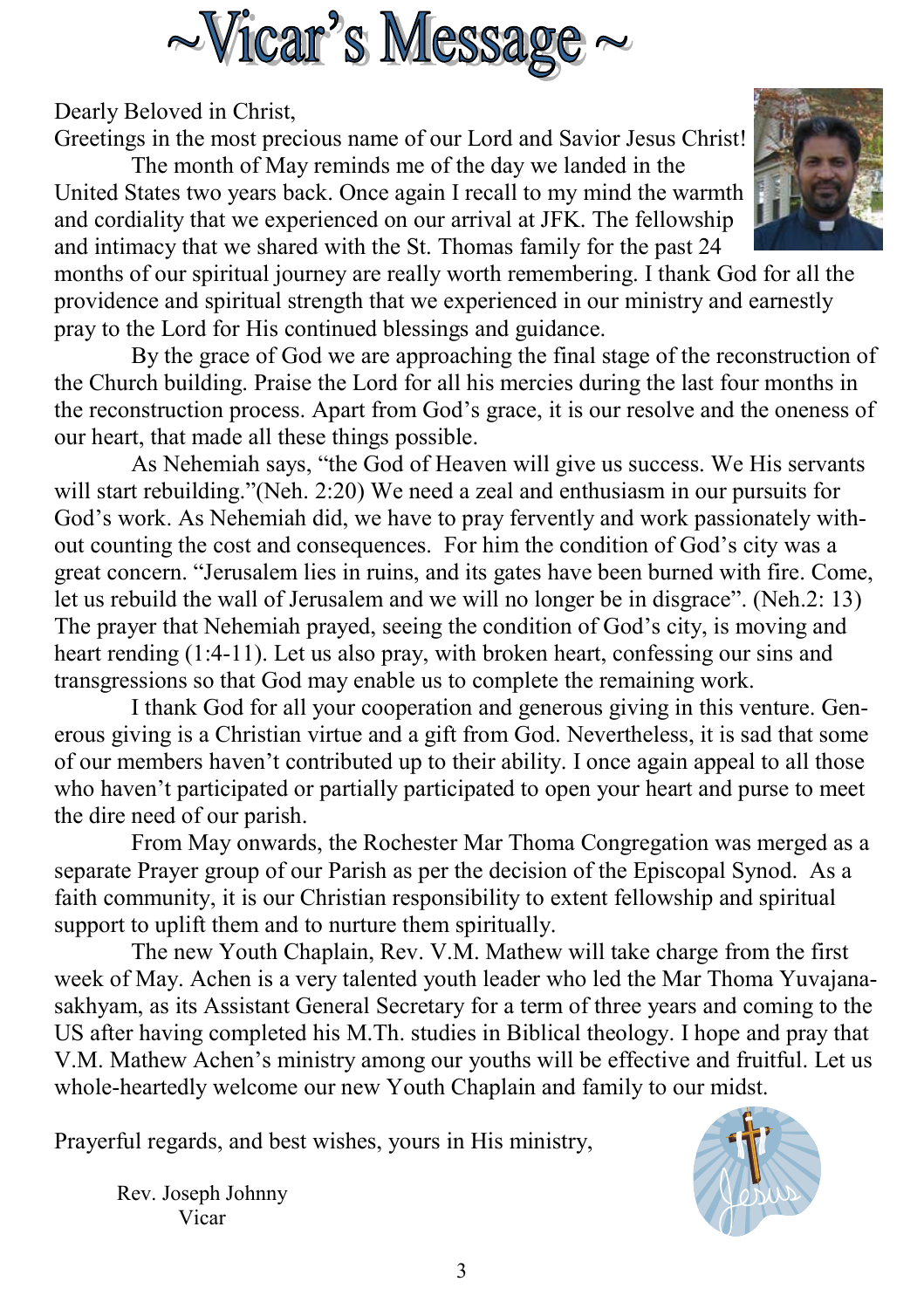# ~Vicar's Message ~

Dearly Beloved in Christ,

Greetings in the most precious name of our Lord and Savior Jesus Christ!

The month of May reminds me of the day we landed in the United States two years back. Once again I recall to my mind the warmth and cordiality that we experienced on our arrival at JFK. The fellowship and intimacy that we shared with the St. Thomas family for the past 24 months of our spiritual journey are really worth remembering. I thank God for all the providence and spiritual strength that we experienced in our ministry and earnestly pray to the Lord for His continued blessings and guidance.

By the grace of God we are approaching the final stage of the reconstruction of the Church building. Praise the Lord for all his mercies during the last four months in the reconstruction process. Apart from God's grace, it is our resolve and the oneness of our heart, that made all these things possible.

As Nehemiah says, "the God of Heaven will give us success. We His servants will start rebuilding."(Neh. 2:20) We need a zeal and enthusiasm in our pursuits for God's work. As Nehemiah did, we have to pray fervently and work passionately without counting the cost and consequences. For him the condition of God's city was a great concern. "Jerusalem lies in ruins, and its gates have been burned with fire. Come, let us rebuild the wall of Jerusalem and we will no longer be in disgrace". (Neh.2: 13) The prayer that Nehemiah prayed, seeing the condition of God's city, is moving and heart rending (1:4-11). Let us also pray, with broken heart, confessing our sins and transgressions so that God may enable us to complete the remaining work.

I thank God for all your cooperation and generous giving in this venture. Generous giving is a Christian virtue and a gift from God. Nevertheless, it is sad that some of our members haven't contributed up to their ability. I once again appeal to all those who haven't participated or partially participated to open your heart and purse to meet the dire need of our parish.

From May onwards, the Rochester Mar Thoma Congregation was merged as a separate Prayer group of our Parish as per the decision of the Episcopal Synod. As a faith community, it is our Christian responsibility to extent fellowship and spiritual support to uplift them and to nurture them spiritually.

The new Youth Chaplain, Rev. V.M. Mathew will take charge from the first week of May. Achen is a very talented youth leader who led the Mar Thoma Yuvajanasakhyam, as its Assistant General Secretary for a term of three years and coming to the US after having completed his M.Th. studies in Biblical theology. I hope and pray that V.M. Mathew Achen's ministry among our youths will be effective and fruitful. Let us whole-heartedly welcome our new Youth Chaplain and family to our midst.

Prayerful regards, and best wishes, yours in His ministry,

Rev. Joseph Johnny
Vicar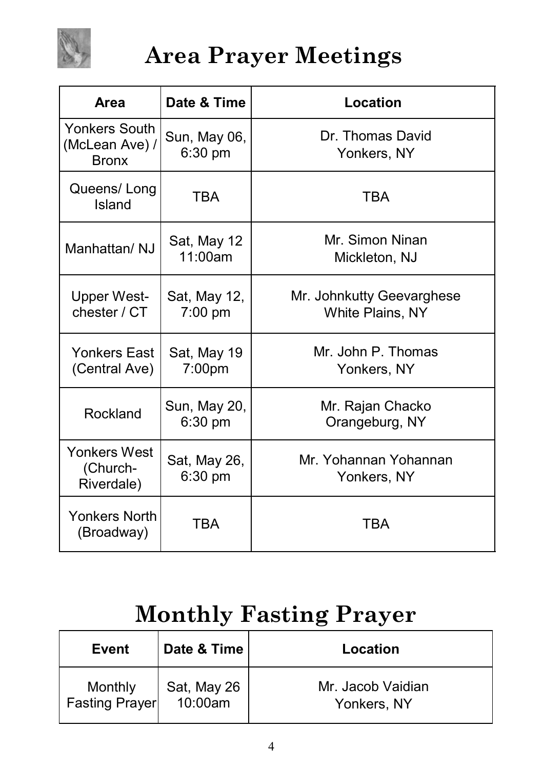# Area Prayer Meetings

| Area | Date & Time | Location |
|---|---|---|
| Yonkers South (McLean Ave) / Bronx | Sun, May 06, 6:30 pm | Dr. Thomas David Yonkers, NY |
| Queens/ Long Island | TBA | TBA |
| Manhattan/ NJ | Sat, May 12 11:00am | Mr. Simon Ninan Mickleton, NJ |
| Upper West-chester / CT | Sat, May 12, 7:00 pm | Mr. Johnkutty Geevarghese White Plains, NY |
| Yonkers East (Central Ave) | Sat, May 19 7:00pm | Mr. John P. Thomas Yonkers, NY |
| Rockland | Sun, May 20, 6:30 pm | Mr. Rajan Chacko Orangeburg, NY |
| Yonkers West (Church-Riverdale) | Sat, May 26, 6:30 pm | Mr. Yohannan Yohannan Yonkers, NY |
| Yonkers North (Broadway) | TBA | TBA |

# Monthly Fasting Prayer

| Event | Date & Time | Location |
|---|---|---|
| Monthly Fasting Prayer | Sat, May 26 10:00am | Mr. Jacob Vaidian Yonkers, NY |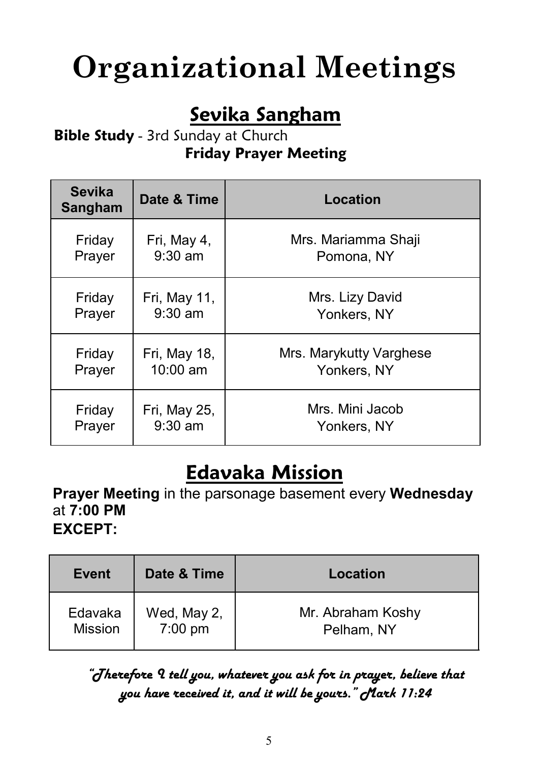# Organizational Meetings

## Sevika Sangham

**Bible Study** - 3rd Sunday at Church

**Friday Prayer Meeting**

| Sevika Sangham | Date & Time | Location |
|---|---|---|
| Friday Prayer | Fri, May 4, 9:30 am | Mrs. Mariamma Shaji Pomona, NY |
| Friday Prayer | Fri, May 11, 9:30 am | Mrs. Lizy David Yonkers, NY |
| Friday Prayer | Fri, May 18, 10:00 am | Mrs. Marykutty Varghese Yonkers, NY |
| Friday Prayer | Fri, May 25, 9:30 am | Mrs. Mini Jacob Yonkers, NY |

## Edavaka Mission

**Prayer Meeting** in the parsonage basement every **Wednesday** at **7:00 PM**

**EXCEPT:**

| Event | Date & Time | Location |
|---|---|---|
| Edavaka Mission | Wed, May 2, 7:00 pm | Mr. Abraham Koshy Pelham, NY |

*"Therefore I tell you, whatever you ask for in prayer, believe that you have received it, and it will be yours." Mark 11:24*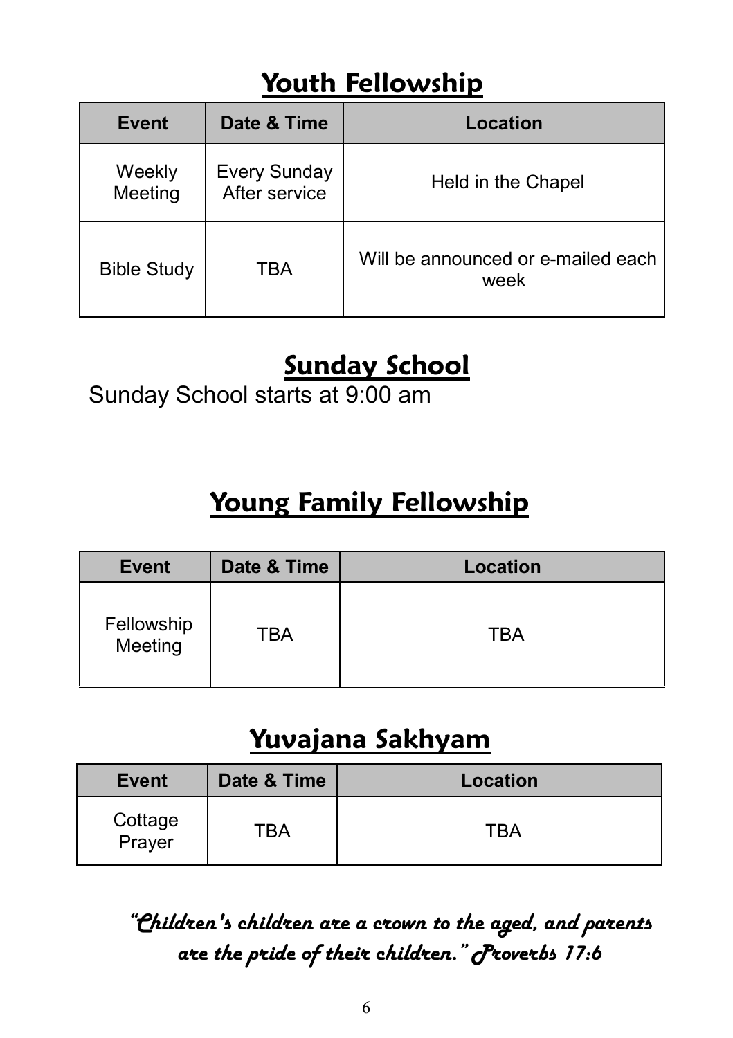## Youth Fellowship

| Event | Date & Time | Location |
|---|---|---|
| Weekly Meeting | Every Sunday After service | Held in the Chapel |
| Bible Study | TBA | Will be announced or e-mailed each week |

## Sunday School

Sunday School starts at 9:00 am

## Young Family Fellowship

| Event | Date & Time | Location |
|---|---|---|
| Fellowship Meeting | TBA | TBA |

## Yuvajana Sakhyam

| Event | Date & Time | Location |
|---|---|---|
| Cottage Prayer | TBA | TBA |

***"Children's children are a crown to the aged, and parents are the pride of their children." Proverbs 17:6***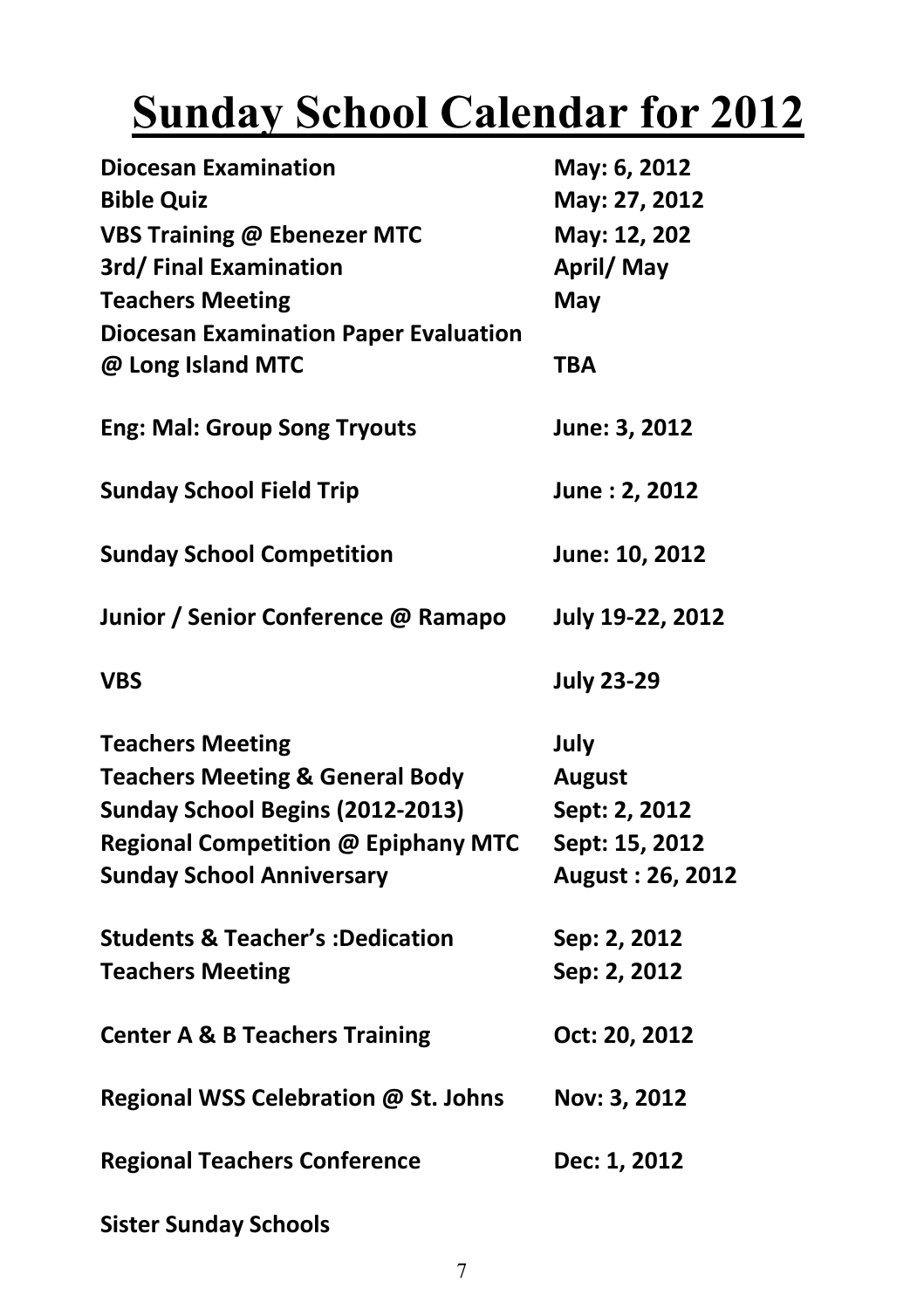# Sunday School Calendar for 2012

| | |
|---|---|
| **Diocesan Examination** | **May: 6, 2012** |
| **Bible Quiz** | **May: 27, 2012** |
| **VBS Training @ Ebenezer MTC** | **May: 12, 202** |
| **3rd/ Final Examination** | **April/ May** |
| **Teachers Meeting** | **May** |
| **Diocesan Examination Paper Evaluation @ Long Island MTC** | **TBA** |
| **Eng: Mal: Group Song Tryouts** | **June: 3, 2012** |
| **Sunday School Field Trip** | **June : 2, 2012** |
| **Sunday School Competition** | **June: 10, 2012** |
| **Junior / Senior Conference @ Ramapo** | **July 19-22, 2012** |
| **VBS** | **July 23-29** |
| **Teachers Meeting** | **July** |
| **Teachers Meeting & General Body** | **August** |
| **Sunday School Begins (2012-2013)** | **Sept: 2, 2012** |
| **Regional Competition @ Epiphany MTC** | **Sept: 15, 2012** |
| **Sunday School Anniversary** | **August : 26, 2012** |
| **Students & Teacher's :Dedication** | **Sep: 2, 2012** |
| **Teachers Meeting** | **Sep: 2, 2012** |
| **Center A & B Teachers Training** | **Oct: 20, 2012** |
| **Regional WSS Celebration @ St. Johns** | **Nov: 3, 2012** |
| **Regional Teachers Conference** | **Dec: 1, 2012** |

**Sister Sunday Schools**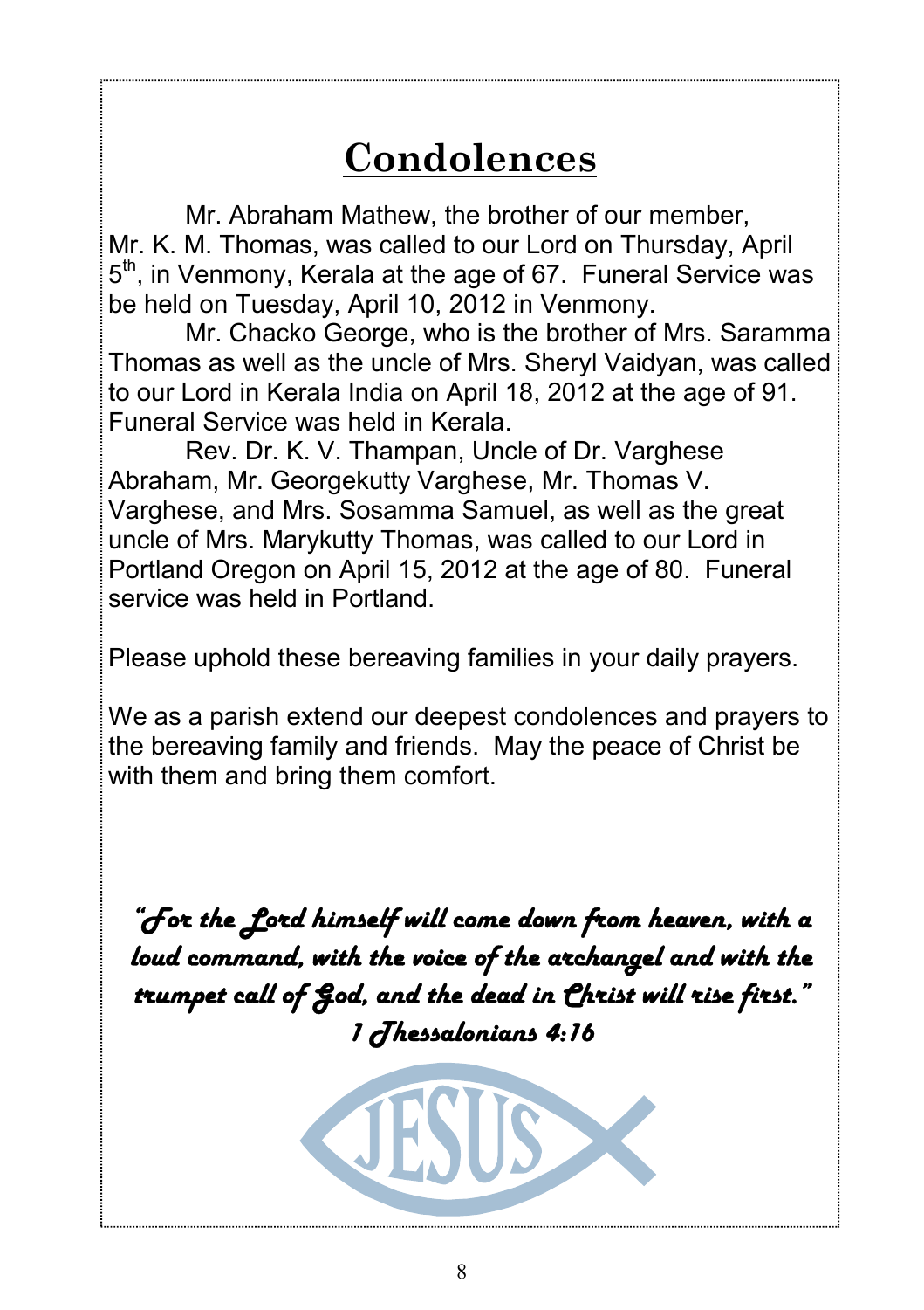# Condolences

Mr. Abraham Mathew, the brother of our member, Mr. K. M. Thomas, was called to our Lord on Thursday, April 5th, in Venmony, Kerala at the age of 67. Funeral Service was be held on Tuesday, April 10, 2012 in Venmony.

Mr. Chacko George, who is the brother of Mrs. Saramma Thomas as well as the uncle of Mrs. Sheryl Vaidyan, was called to our Lord in Kerala India on April 18, 2012 at the age of 91. Funeral Service was held in Kerala.

Rev. Dr. K. V. Thampan, Uncle of Dr. Varghese Abraham, Mr. Georgekutty Varghese, Mr. Thomas V. Varghese, and Mrs. Sosamma Samuel, as well as the great uncle of Mrs. Marykutty Thomas, was called to our Lord in Portland Oregon on April 15, 2012 at the age of 80. Funeral service was held in Portland.

Please uphold these bereaving families in your daily prayers.

We as a parish extend our deepest condolences and prayers to the bereaving family and friends. May the peace of Christ be with them and bring them comfort.

***"For the Lord himself will come down from heaven, with a loud command, with the voice of the archangel and with the trumpet call of God, and the dead in Christ will rise first."***
***1 Thessalonians 4:16***

JESUS